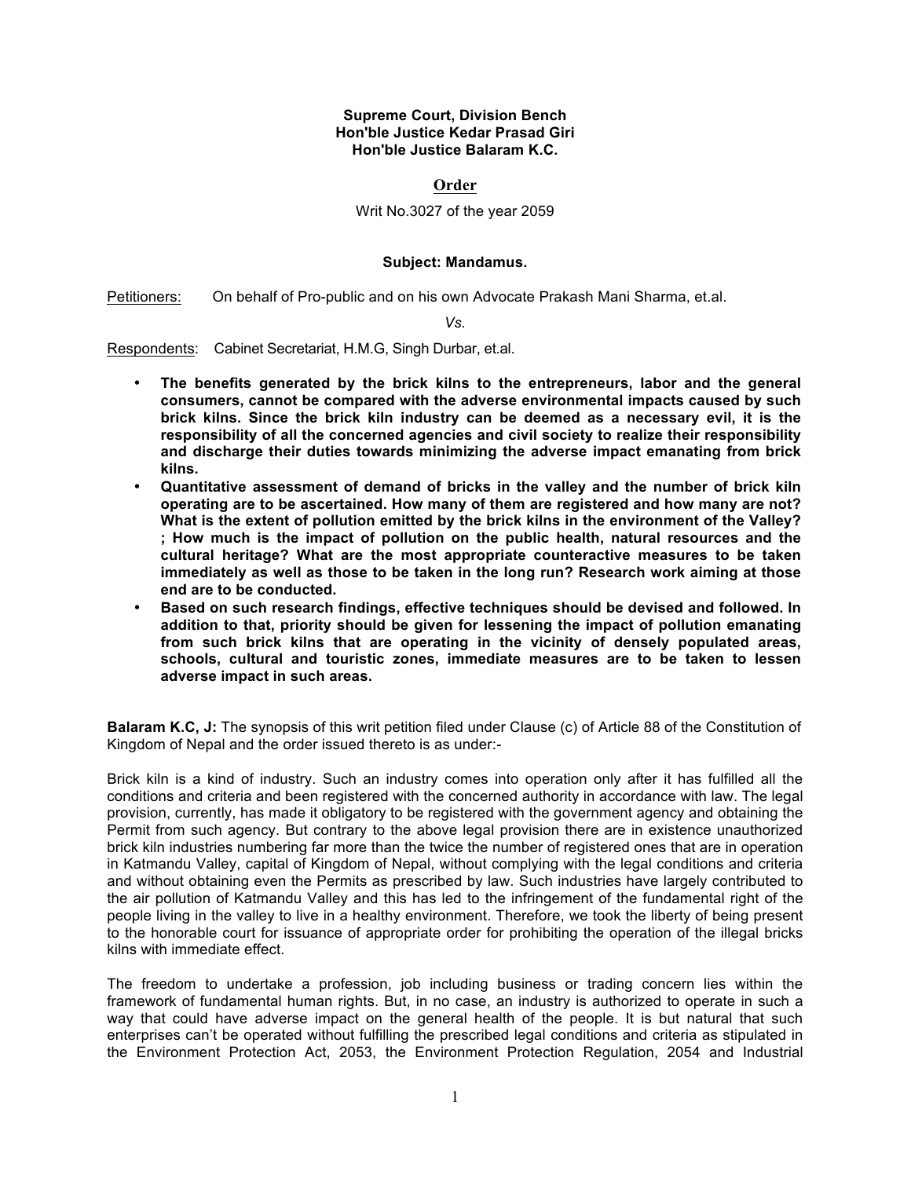**Supreme Court, Division Bench**
**Hon'ble Justice Kedar Prasad Giri**
**Hon'ble Justice Balaram K.C.**

## Order

Writ No.3027 of the year 2059

**Subject: Mandamus.**

Petitioners: On behalf of Pro-public and on his own Advocate Prakash Mani Sharma, et.al.

*Vs.*

Respondents: Cabinet Secretariat, H.M.G, Singh Durbar, et.al.

- **The benefits generated by the brick kilns to the entrepreneurs, labor and the general consumers, cannot be compared with the adverse environmental impacts caused by such brick kilns. Since the brick kiln industry can be deemed as a necessary evil, it is the responsibility of all the concerned agencies and civil society to realize their responsibility and discharge their duties towards minimizing the adverse impact emanating from brick kilns.**
- **Quantitative assessment of demand of bricks in the valley and the number of brick kiln operating are to be ascertained. How many of them are registered and how many are not? What is the extent of pollution emitted by the brick kilns in the environment of the Valley? ; How much is the impact of pollution on the public health, natural resources and the cultural heritage? What are the most appropriate counteractive measures to be taken immediately as well as those to be taken in the long run? Research work aiming at those end are to be conducted.**
- **Based on such research findings, effective techniques should be devised and followed. In addition to that, priority should be given for lessening the impact of pollution emanating from such brick kilns that are operating in the vicinity of densely populated areas, schools, cultural and touristic zones, immediate measures are to be taken to lessen adverse impact in such areas.**

**Balaram K.C, J:** The synopsis of this writ petition filed under Clause (c) of Article 88 of the Constitution of Kingdom of Nepal and the order issued thereto is as under:-

Brick kiln is a kind of industry. Such an industry comes into operation only after it has fulfilled all the conditions and criteria and been registered with the concerned authority in accordance with law. The legal provision, currently, has made it obligatory to be registered with the government agency and obtaining the Permit from such agency. But contrary to the above legal provision there are in existence unauthorized brick kiln industries numbering far more than the twice the number of registered ones that are in operation in Katmandu Valley, capital of Kingdom of Nepal, without complying with the legal conditions and criteria and without obtaining even the Permits as prescribed by law. Such industries have largely contributed to the air pollution of Katmandu Valley and this has led to the infringement of the fundamental right of the people living in the valley to live in a healthy environment. Therefore, we took the liberty of being present to the honorable court for issuance of appropriate order for prohibiting the operation of the illegal bricks kilns with immediate effect.

The freedom to undertake a profession, job including business or trading concern lies within the framework of fundamental human rights. But, in no case, an industry is authorized to operate in such a way that could have adverse impact on the general health of the people. It is but natural that such enterprises can't be operated without fulfilling the prescribed legal conditions and criteria as stipulated in the Environment Protection Act, 2053, the Environment Protection Regulation, 2054 and Industrial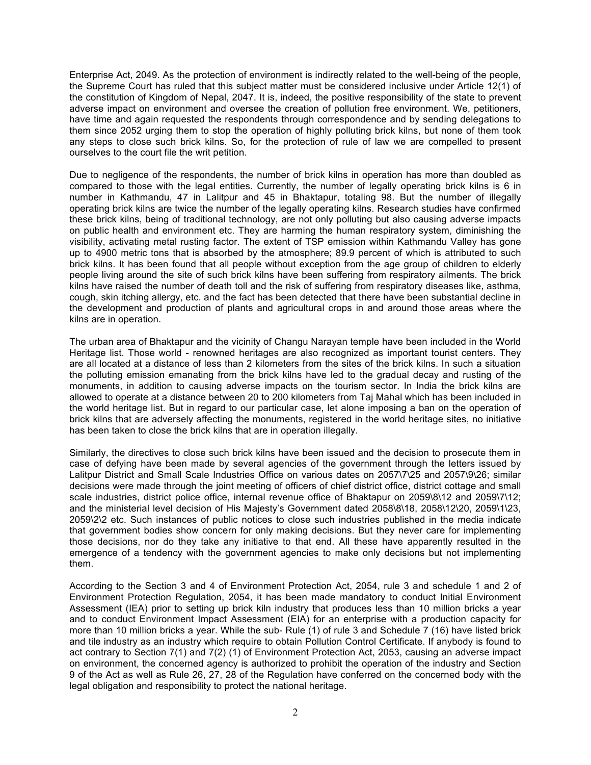Enterprise Act, 2049. As the protection of environment is indirectly related to the well-being of the people, the Supreme Court has ruled that this subject matter must be considered inclusive under Article 12(1) of the constitution of Kingdom of Nepal, 2047. It is, indeed, the positive responsibility of the state to prevent adverse impact on environment and oversee the creation of pollution free environment. We, petitioners, have time and again requested the respondents through correspondence and by sending delegations to them since 2052 urging them to stop the operation of highly polluting brick kilns, but none of them took any steps to close such brick kilns. So, for the protection of rule of law we are compelled to present ourselves to the court file the writ petition.

Due to negligence of the respondents, the number of brick kilns in operation has more than doubled as compared to those with the legal entities. Currently, the number of legally operating brick kilns is 6 in number in Kathmandu, 47 in Lalitpur and 45 in Bhaktapur, totaling 98. But the number of illegally operating brick kilns are twice the number of the legally operating kilns. Research studies have confirmed these brick kilns, being of traditional technology, are not only polluting but also causing adverse impacts on public health and environment etc. They are harming the human respiratory system, diminishing the visibility, activating metal rusting factor. The extent of TSP emission within Kathmandu Valley has gone up to 4900 metric tons that is absorbed by the atmosphere; 89.9 percent of which is attributed to such brick kilns. It has been found that all people without exception from the age group of children to elderly people living around the site of such brick kilns have been suffering from respiratory ailments. The brick kilns have raised the number of death toll and the risk of suffering from respiratory diseases like, asthma, cough, skin itching allergy, etc. and the fact has been detected that there have been substantial decline in the development and production of plants and agricultural crops in and around those areas where the kilns are in operation.

The urban area of Bhaktapur and the vicinity of Changu Narayan temple have been included in the World Heritage list. Those world - renowned heritages are also recognized as important tourist centers. They are all located at a distance of less than 2 kilometers from the sites of the brick kilns. In such a situation the polluting emission emanating from the brick kilns have led to the gradual decay and rusting of the monuments, in addition to causing adverse impacts on the tourism sector. In India the brick kilns are allowed to operate at a distance between 20 to 200 kilometers from Taj Mahal which has been included in the world heritage list. But in regard to our particular case, let alone imposing a ban on the operation of brick kilns that are adversely affecting the monuments, registered in the world heritage sites, no initiative has been taken to close the brick kilns that are in operation illegally.

Similarly, the directives to close such brick kilns have been issued and the decision to prosecute them in case of defying have been made by several agencies of the government through the letters issued by Lalitpur District and Small Scale Industries Office on various dates on 2057\7\25 and 2057\9\26; similar decisions were made through the joint meeting of officers of chief district office, district cottage and small scale industries, district police office, internal revenue office of Bhaktapur on 2059\8\12 and 2059\7\12; and the ministerial level decision of His Majesty's Government dated 2058\8\18, 2058\12\20, 2059\1\23, 2059\2\2 etc. Such instances of public notices to close such industries published in the media indicate that government bodies show concern for only making decisions. But they never care for implementing those decisions, nor do they take any initiative to that end. All these have apparently resulted in the emergence of a tendency with the government agencies to make only decisions but not implementing them.

According to the Section 3 and 4 of Environment Protection Act, 2054, rule 3 and schedule 1 and 2 of Environment Protection Regulation, 2054, it has been made mandatory to conduct Initial Environment Assessment (IEA) prior to setting up brick kiln industry that produces less than 10 million bricks a year and to conduct Environment Impact Assessment (EIA) for an enterprise with a production capacity for more than 10 million bricks a year. While the sub- Rule (1) of rule 3 and Schedule 7 (16) have listed brick and tile industry as an industry which require to obtain Pollution Control Certificate. If anybody is found to act contrary to Section 7(1) and 7(2) (1) of Environment Protection Act, 2053, causing an adverse impact on environment, the concerned agency is authorized to prohibit the operation of the industry and Section 9 of the Act as well as Rule 26, 27, 28 of the Regulation have conferred on the concerned body with the legal obligation and responsibility to protect the national heritage.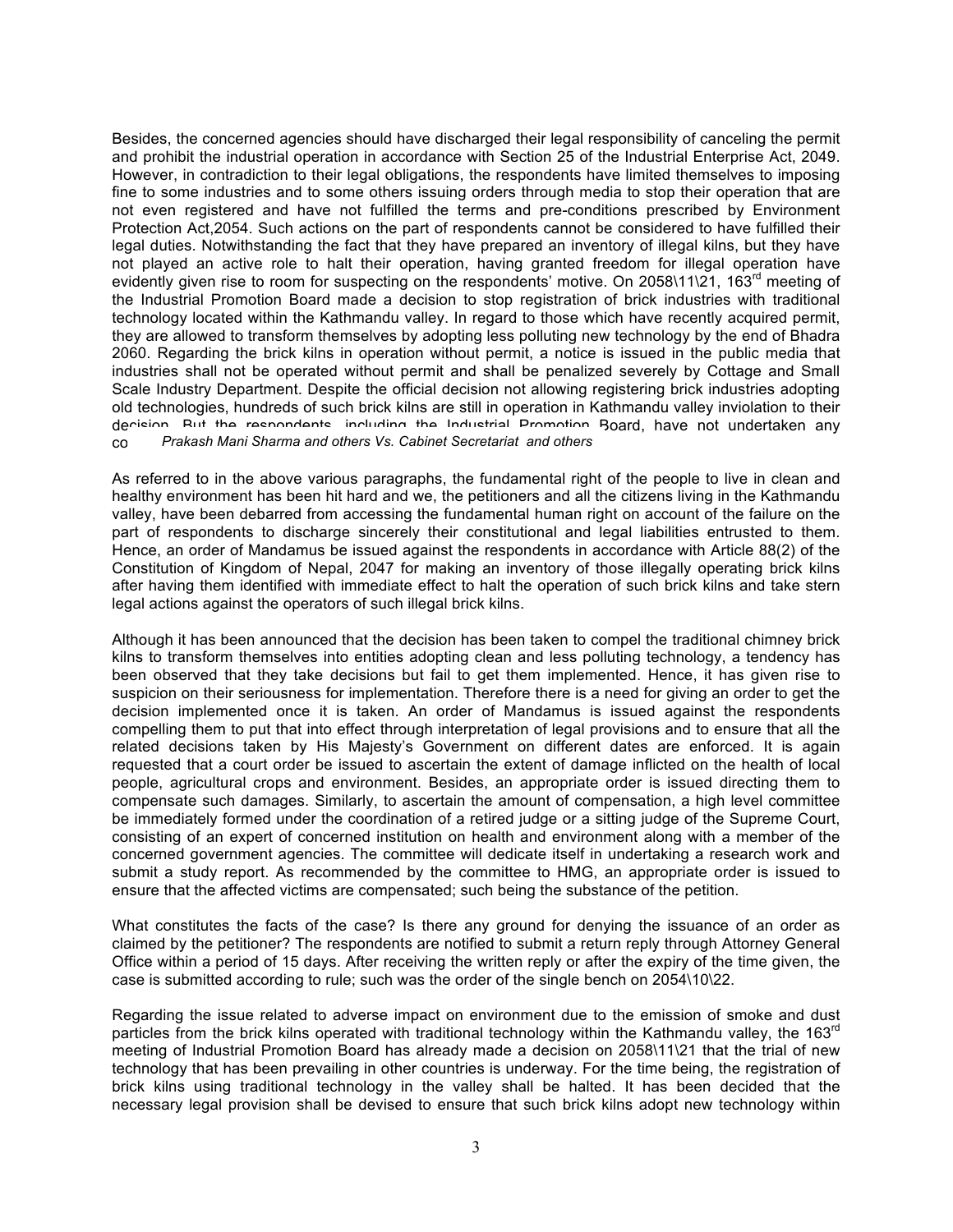Besides, the concerned agencies should have discharged their legal responsibility of canceling the permit and prohibit the industrial operation in accordance with Section 25 of the Industrial Enterprise Act, 2049. However, in contradiction to their legal obligations, the respondents have limited themselves to imposing fine to some industries and to some others issuing orders through media to stop their operation that are not even registered and have not fulfilled the terms and pre-conditions prescribed by Environment Protection Act,2054. Such actions on the part of respondents cannot be considered to have fulfilled their legal duties. Notwithstanding the fact that they have prepared an inventory of illegal kilns, but they have not played an active role to halt their operation, having granted freedom for illegal operation have evidently given rise to room for suspecting on the respondents' motive. On 2058\11\21, 163rd meeting of the Industrial Promotion Board made a decision to stop registration of brick industries with traditional technology located within the Kathmandu valley. In regard to those which have recently acquired permit, they are allowed to transform themselves by adopting less polluting new technology by the end of Bhadra 2060. Regarding the brick kilns in operation without permit, a notice is issued in the public media that industries shall not be operated without permit and shall be penalized severely by Cottage and Small Scale Industry Department. Despite the official decision not allowing registering brick industries adopting old technologies, hundreds of such brick kilns are still in operation in Kathmandu valley inviolation to their decision. But the respondents, including the Industrial Promotion Board, have not undertaken any co

As referred to in the above various paragraphs, the fundamental right of the people to live in clean and healthy environment has been hit hard and we, the petitioners and all the citizens living in the Kathmandu valley, have been debarred from accessing the fundamental human right on account of the failure on the part of respondents to discharge sincerely their constitutional and legal liabilities entrusted to them. Hence, an order of Mandamus be issued against the respondents in accordance with Article 88(2) of the Constitution of Kingdom of Nepal, 2047 for making an inventory of those illegally operating brick kilns after having them identified with immediate effect to halt the operation of such brick kilns and take stern legal actions against the operators of such illegal brick kilns.

Although it has been announced that the decision has been taken to compel the traditional chimney brick kilns to transform themselves into entities adopting clean and less polluting technology, a tendency has been observed that they take decisions but fail to get them implemented. Hence, it has given rise to suspicion on their seriousness for implementation. Therefore there is a need for giving an order to get the decision implemented once it is taken. An order of Mandamus is issued against the respondents compelling them to put that into effect through interpretation of legal provisions and to ensure that all the related decisions taken by His Majesty's Government on different dates are enforced. It is again requested that a court order be issued to ascertain the extent of damage inflicted on the health of local people, agricultural crops and environment. Besides, an appropriate order is issued directing them to compensate such damages. Similarly, to ascertain the amount of compensation, a high level committee be immediately formed under the coordination of a retired judge or a sitting judge of the Supreme Court, consisting of an expert of concerned institution on health and environment along with a member of the concerned government agencies. The committee will dedicate itself in undertaking a research work and submit a study report. As recommended by the committee to HMG, an appropriate order is issued to ensure that the affected victims are compensated; such being the substance of the petition.

What constitutes the facts of the case? Is there any ground for denying the issuance of an order as claimed by the petitioner? The respondents are notified to submit a return reply through Attorney General Office within a period of 15 days. After receiving the written reply or after the expiry of the time given, the case is submitted according to rule; such was the order of the single bench on 2054\10\22.

Regarding the issue related to adverse impact on environment due to the emission of smoke and dust particles from the brick kilns operated with traditional technology within the Kathmandu valley, the 163rd meeting of Industrial Promotion Board has already made a decision on 2058\11\21 that the trial of new technology that has been prevailing in other countries is underway. For the time being, the registration of brick kilns using traditional technology in the valley shall be halted. It has been decided that the necessary legal provision shall be devised to ensure that such brick kilns adopt new technology within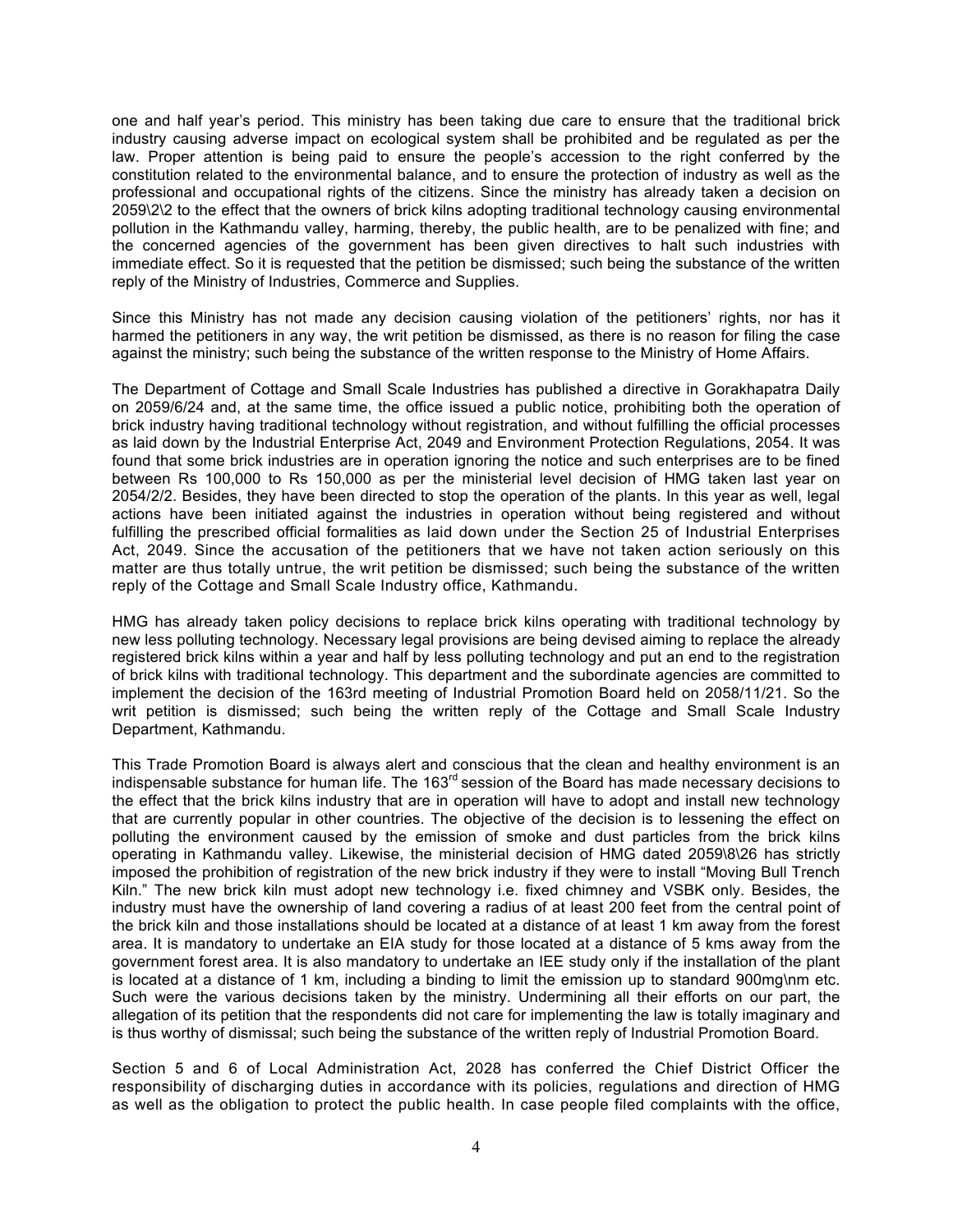one and half year's period. This ministry has been taking due care to ensure that the traditional brick industry causing adverse impact on ecological system shall be prohibited and be regulated as per the law. Proper attention is being paid to ensure the people's accession to the right conferred by the constitution related to the environmental balance, and to ensure the protection of industry as well as the professional and occupational rights of the citizens. Since the ministry has already taken a decision on 2059\2\2 to the effect that the owners of brick kilns adopting traditional technology causing environmental pollution in the Kathmandu valley, harming, thereby, the public health, are to be penalized with fine; and the concerned agencies of the government has been given directives to halt such industries with immediate effect. So it is requested that the petition be dismissed; such being the substance of the written reply of the Ministry of Industries, Commerce and Supplies.

Since this Ministry has not made any decision causing violation of the petitioners' rights, nor has it harmed the petitioners in any way, the writ petition be dismissed, as there is no reason for filing the case against the ministry; such being the substance of the written response to the Ministry of Home Affairs.

The Department of Cottage and Small Scale Industries has published a directive in Gorakhapatra Daily on 2059/6/24 and, at the same time, the office issued a public notice, prohibiting both the operation of brick industry having traditional technology without registration, and without fulfilling the official processes as laid down by the Industrial Enterprise Act, 2049 and Environment Protection Regulations, 2054. It was found that some brick industries are in operation ignoring the notice and such enterprises are to be fined between Rs 100,000 to Rs 150,000 as per the ministerial level decision of HMG taken last year on 2054/2/2. Besides, they have been directed to stop the operation of the plants. In this year as well, legal actions have been initiated against the industries in operation without being registered and without fulfilling the prescribed official formalities as laid down under the Section 25 of Industrial Enterprises Act, 2049. Since the accusation of the petitioners that we have not taken action seriously on this matter are thus totally untrue, the writ petition be dismissed; such being the substance of the written reply of the Cottage and Small Scale Industry office, Kathmandu.

HMG has already taken policy decisions to replace brick kilns operating with traditional technology by new less polluting technology. Necessary legal provisions are being devised aiming to replace the already registered brick kilns within a year and half by less polluting technology and put an end to the registration of brick kilns with traditional technology. This department and the subordinate agencies are committed to implement the decision of the 163rd meeting of Industrial Promotion Board held on 2058/11/21. So the writ petition is dismissed; such being the written reply of the Cottage and Small Scale Industry Department, Kathmandu.

This Trade Promotion Board is always alert and conscious that the clean and healthy environment is an indispensable substance for human life. The 163rd session of the Board has made necessary decisions to the effect that the brick kilns industry that are in operation will have to adopt and install new technology that are currently popular in other countries. The objective of the decision is to lessening the effect on polluting the environment caused by the emission of smoke and dust particles from the brick kilns operating in Kathmandu valley. Likewise, the ministerial decision of HMG dated 2059\8\26 has strictly imposed the prohibition of registration of the new brick industry if they were to install "Moving Bull Trench Kiln." The new brick kiln must adopt new technology i.e. fixed chimney and VSBK only. Besides, the industry must have the ownership of land covering a radius of at least 200 feet from the central point of the brick kiln and those installations should be located at a distance of at least 1 km away from the forest area. It is mandatory to undertake an EIA study for those located at a distance of 5 kms away from the government forest area. It is also mandatory to undertake an IEE study only if the installation of the plant is located at a distance of 1 km, including a binding to limit the emission up to standard 900mg\nm etc. Such were the various decisions taken by the ministry. Undermining all their efforts on our part, the allegation of its petition that the respondents did not care for implementing the law is totally imaginary and is thus worthy of dismissal; such being the substance of the written reply of Industrial Promotion Board.

Section 5 and 6 of Local Administration Act, 2028 has conferred the Chief District Officer the responsibility of discharging duties in accordance with its policies, regulations and direction of HMG as well as the obligation to protect the public health. In case people filed complaints with the office,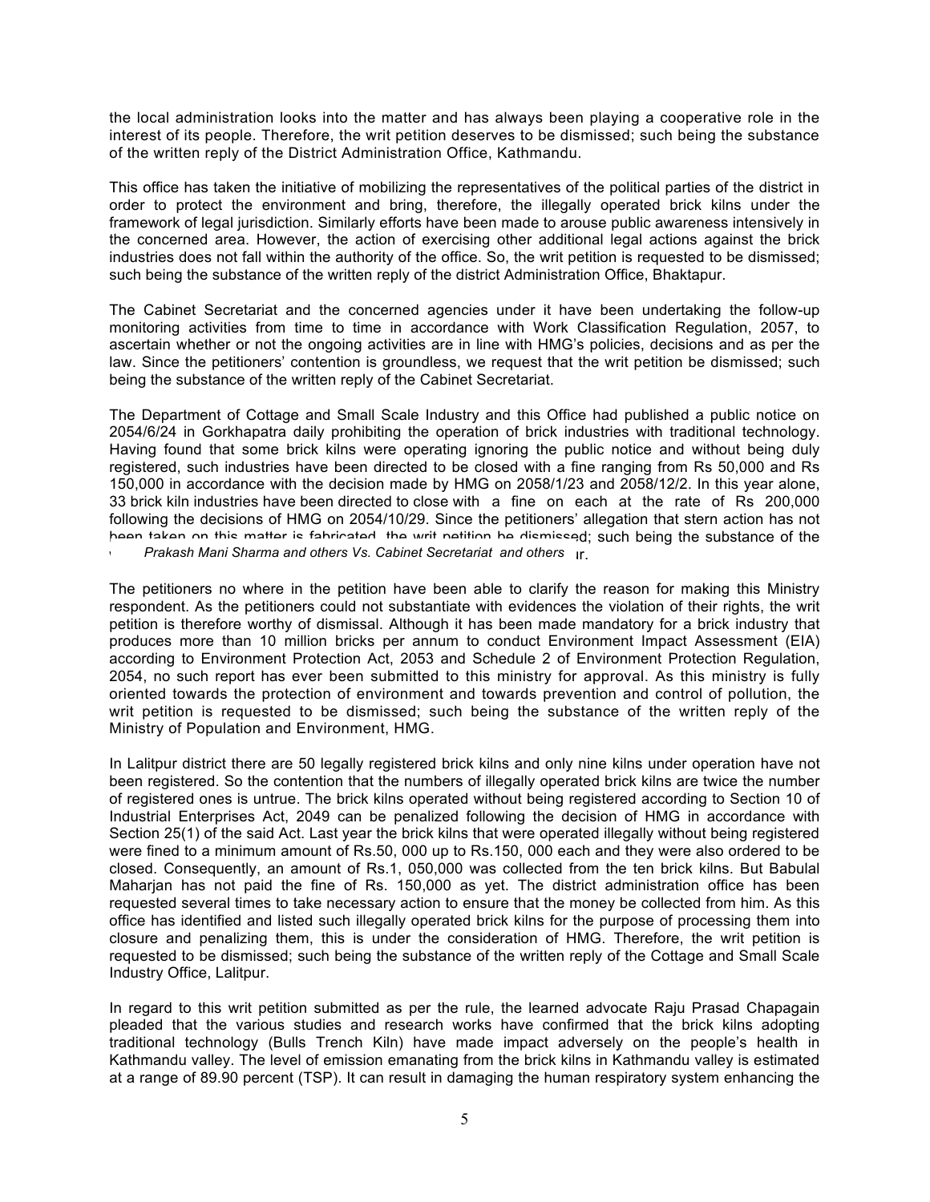the local administration looks into the matter and has always been playing a cooperative role in the interest of its people. Therefore, the writ petition deserves to be dismissed; such being the substance of the written reply of the District Administration Office, Kathmandu.

This office has taken the initiative of mobilizing the representatives of the political parties of the district in order to protect the environment and bring, therefore, the illegally operated brick kilns under the framework of legal jurisdiction. Similarly efforts have been made to arouse public awareness intensively in the concerned area. However, the action of exercising other additional legal actions against the brick industries does not fall within the authority of the office. So, the writ petition is requested to be dismissed; such being the substance of the written reply of the district Administration Office, Bhaktapur.

The Cabinet Secretariat and the concerned agencies under it have been undertaking the follow-up monitoring activities from time to time in accordance with Work Classification Regulation, 2057, to ascertain whether or not the ongoing activities are in line with HMG's policies, decisions and as per the law. Since the petitioners' contention is groundless, we request that the writ petition be dismissed; such being the substance of the written reply of the Cabinet Secretariat.

The Department of Cottage and Small Scale Industry and this Office had published a public notice on 2054/6/24 in Gorkhapatra daily prohibiting the operation of brick industries with traditional technology. Having found that some brick kilns were operating ignoring the public notice and without being duly registered, such industries have been directed to be closed with a fine ranging from Rs 50,000 and Rs 150,000 in accordance with the decision made by HMG on 2058/1/23 and 2058/12/2. In this year alone, 33 brick kiln industries have been directed to close with a fine on each at the rate of Rs 200,000 following the decisions of HMG on 2054/10/29. Since the petitioners' allegation that stern action has not been taken on this matter is fabricated, the writ petition be dismissed; such being the substance of the ... r.

The petitioners no where in the petition have been able to clarify the reason for making this Ministry respondent. As the petitioners could not substantiate with evidences the violation of their rights, the writ petition is therefore worthy of dismissal. Although it has been made mandatory for a brick industry that produces more than 10 million bricks per annum to conduct Environment Impact Assessment (EIA) according to Environment Protection Act, 2053 and Schedule 2 of Environment Protection Regulation, 2054, no such report has ever been submitted to this ministry for approval. As this ministry is fully oriented towards the protection of environment and towards prevention and control of pollution, the writ petition is requested to be dismissed; such being the substance of the written reply of the Ministry of Population and Environment, HMG.

In Lalitpur district there are 50 legally registered brick kilns and only nine kilns under operation have not been registered. So the contention that the numbers of illegally operated brick kilns are twice the number of registered ones is untrue. The brick kilns operated without being registered according to Section 10 of Industrial Enterprises Act, 2049 can be penalized following the decision of HMG in accordance with Section 25(1) of the said Act. Last year the brick kilns that were operated illegally without being registered were fined to a minimum amount of Rs.50, 000 up to Rs.150, 000 each and they were also ordered to be closed. Consequently, an amount of Rs.1, 050,000 was collected from the ten brick kilns. But Babulal Maharjan has not paid the fine of Rs. 150,000 as yet. The district administration office has been requested several times to take necessary action to ensure that the money be collected from him. As this office has identified and listed such illegally operated brick kilns for the purpose of processing them into closure and penalizing them, this is under the consideration of HMG. Therefore, the writ petition is requested to be dismissed; such being the substance of the written reply of the Cottage and Small Scale Industry Office, Lalitpur.

In regard to this writ petition submitted as per the rule, the learned advocate Raju Prasad Chapagain pleaded that the various studies and research works have confirmed that the brick kilns adopting traditional technology (Bulls Trench Kiln) have made impact adversely on the people's health in Kathmandu valley. The level of emission emanating from the brick kilns in Kathmandu valley is estimated at a range of 89.90 percent (TSP). It can result in damaging the human respiratory system enhancing the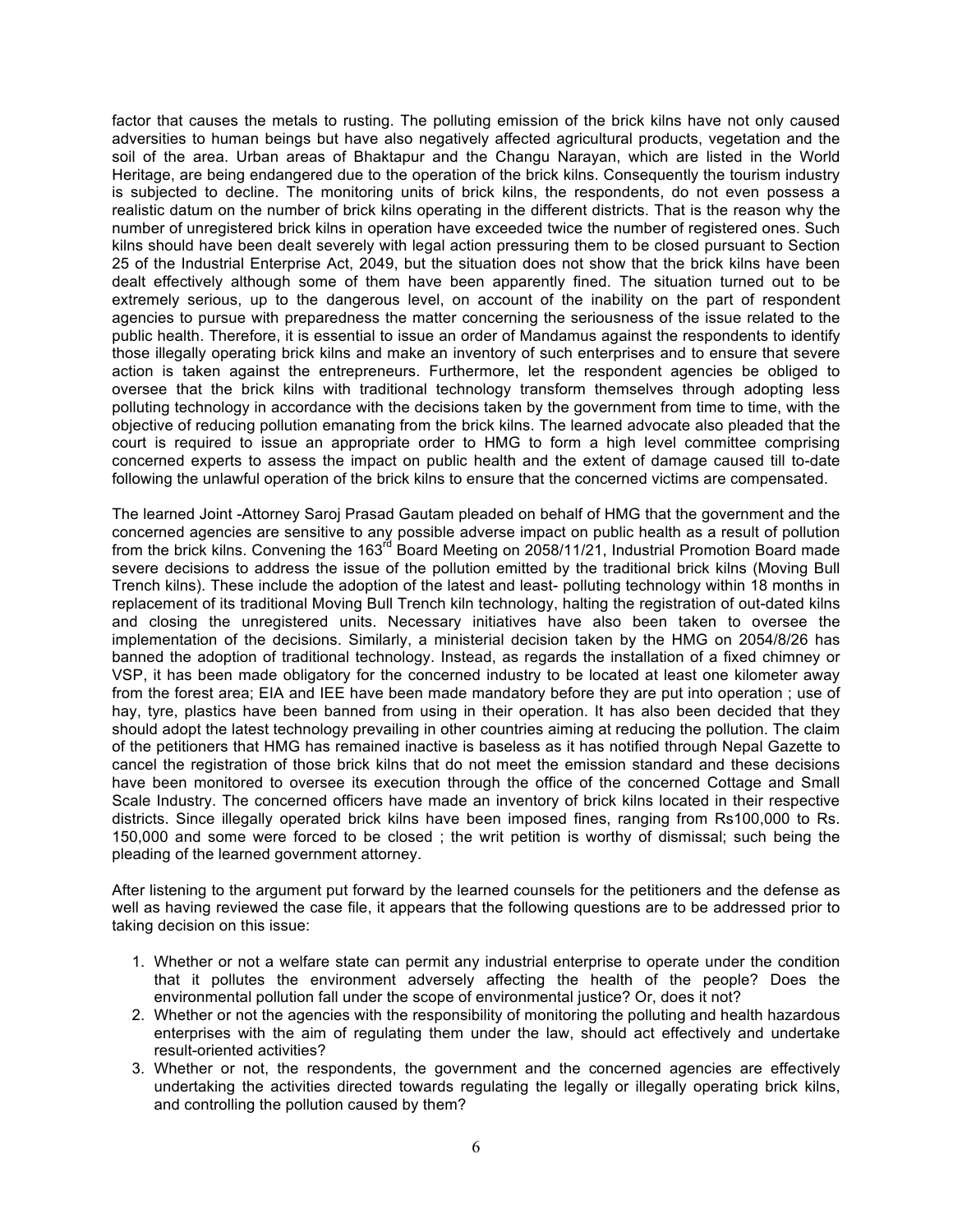factor that causes the metals to rusting. The polluting emission of the brick kilns have not only caused adversities to human beings but have also negatively affected agricultural products, vegetation and the soil of the area. Urban areas of Bhaktapur and the Changu Narayan, which are listed in the World Heritage, are being endangered due to the operation of the brick kilns. Consequently the tourism industry is subjected to decline. The monitoring units of brick kilns, the respondents, do not even possess a realistic datum on the number of brick kilns operating in the different districts. That is the reason why the number of unregistered brick kilns in operation have exceeded twice the number of registered ones. Such kilns should have been dealt severely with legal action pressuring them to be closed pursuant to Section 25 of the Industrial Enterprise Act, 2049, but the situation does not show that the brick kilns have been dealt effectively although some of them have been apparently fined. The situation turned out to be extremely serious, up to the dangerous level, on account of the inability on the part of respondent agencies to pursue with preparedness the matter concerning the seriousness of the issue related to the public health. Therefore, it is essential to issue an order of Mandamus against the respondents to identify those illegally operating brick kilns and make an inventory of such enterprises and to ensure that severe action is taken against the entrepreneurs. Furthermore, let the respondent agencies be obliged to oversee that the brick kilns with traditional technology transform themselves through adopting less polluting technology in accordance with the decisions taken by the government from time to time, with the objective of reducing pollution emanating from the brick kilns. The learned advocate also pleaded that the court is required to issue an appropriate order to HMG to form a high level committee comprising concerned experts to assess the impact on public health and the extent of damage caused till to-date following the unlawful operation of the brick kilns to ensure that the concerned victims are compensated.

The learned Joint -Attorney Saroj Prasad Gautam pleaded on behalf of HMG that the government and the concerned agencies are sensitive to any possible adverse impact on public health as a result of pollution from the brick kilns. Convening the 163rd Board Meeting on 2058/11/21, Industrial Promotion Board made severe decisions to address the issue of the pollution emitted by the traditional brick kilns (Moving Bull Trench kilns). These include the adoption of the latest and least- polluting technology within 18 months in replacement of its traditional Moving Bull Trench kiln technology, halting the registration of out-dated kilns and closing the unregistered units. Necessary initiatives have also been taken to oversee the implementation of the decisions. Similarly, a ministerial decision taken by the HMG on 2054/8/26 has banned the adoption of traditional technology. Instead, as regards the installation of a fixed chimney or VSP, it has been made obligatory for the concerned industry to be located at least one kilometer away from the forest area; EIA and IEE have been made mandatory before they are put into operation ; use of hay, tyre, plastics have been banned from using in their operation. It has also been decided that they should adopt the latest technology prevailing in other countries aiming at reducing the pollution. The claim of the petitioners that HMG has remained inactive is baseless as it has notified through Nepal Gazette to cancel the registration of those brick kilns that do not meet the emission standard and these decisions have been monitored to oversee its execution through the office of the concerned Cottage and Small Scale Industry. The concerned officers have made an inventory of brick kilns located in their respective districts. Since illegally operated brick kilns have been imposed fines, ranging from Rs100,000 to Rs. 150,000 and some were forced to be closed ; the writ petition is worthy of dismissal; such being the pleading of the learned government attorney.

After listening to the argument put forward by the learned counsels for the petitioners and the defense as well as having reviewed the case file, it appears that the following questions are to be addressed prior to taking decision on this issue:

1. Whether or not a welfare state can permit any industrial enterprise to operate under the condition that it pollutes the environment adversely affecting the health of the people? Does the environmental pollution fall under the scope of environmental justice? Or, does it not?
2. Whether or not the agencies with the responsibility of monitoring the polluting and health hazardous enterprises with the aim of regulating them under the law, should act effectively and undertake result-oriented activities?
3. Whether or not, the respondents, the government and the concerned agencies are effectively undertaking the activities directed towards regulating the legally or illegally operating brick kilns, and controlling the pollution caused by them?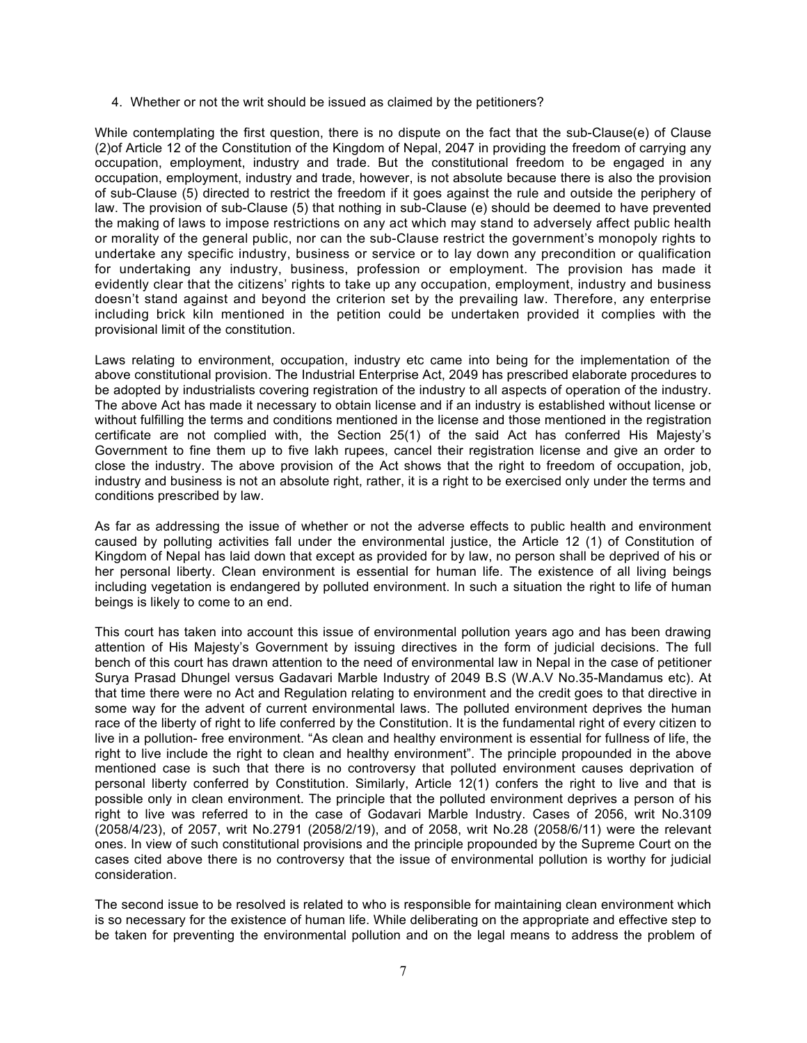4. Whether or not the writ should be issued as claimed by the petitioners?

While contemplating the first question, there is no dispute on the fact that the sub-Clause(e) of Clause (2)of Article 12 of the Constitution of the Kingdom of Nepal, 2047 in providing the freedom of carrying any occupation, employment, industry and trade. But the constitutional freedom to be engaged in any occupation, employment, industry and trade, however, is not absolute because there is also the provision of sub-Clause (5) directed to restrict the freedom if it goes against the rule and outside the periphery of law. The provision of sub-Clause (5) that nothing in sub-Clause (e) should be deemed to have prevented the making of laws to impose restrictions on any act which may stand to adversely affect public health or morality of the general public, nor can the sub-Clause restrict the government's monopoly rights to undertake any specific industry, business or service or to lay down any precondition or qualification for undertaking any industry, business, profession or employment. The provision has made it evidently clear that the citizens' rights to take up any occupation, employment, industry and business doesn't stand against and beyond the criterion set by the prevailing law. Therefore, any enterprise including brick kiln mentioned in the petition could be undertaken provided it complies with the provisional limit of the constitution.

Laws relating to environment, occupation, industry etc came into being for the implementation of the above constitutional provision. The Industrial Enterprise Act, 2049 has prescribed elaborate procedures to be adopted by industrialists covering registration of the industry to all aspects of operation of the industry. The above Act has made it necessary to obtain license and if an industry is established without license or without fulfilling the terms and conditions mentioned in the license and those mentioned in the registration certificate are not complied with, the Section 25(1) of the said Act has conferred His Majesty's Government to fine them up to five lakh rupees, cancel their registration license and give an order to close the industry. The above provision of the Act shows that the right to freedom of occupation, job, industry and business is not an absolute right, rather, it is a right to be exercised only under the terms and conditions prescribed by law.

As far as addressing the issue of whether or not the adverse effects to public health and environment caused by polluting activities fall under the environmental justice, the Article 12 (1) of Constitution of Kingdom of Nepal has laid down that except as provided for by law, no person shall be deprived of his or her personal liberty. Clean environment is essential for human life. The existence of all living beings including vegetation is endangered by polluted environment. In such a situation the right to life of human beings is likely to come to an end.

This court has taken into account this issue of environmental pollution years ago and has been drawing attention of His Majesty's Government by issuing directives in the form of judicial decisions. The full bench of this court has drawn attention to the need of environmental law in Nepal in the case of petitioner Surya Prasad Dhungel versus Gadavari Marble Industry of 2049 B.S (W.A.V No.35-Mandamus etc). At that time there were no Act and Regulation relating to environment and the credit goes to that directive in some way for the advent of current environmental laws. The polluted environment deprives the human race of the liberty of right to life conferred by the Constitution. It is the fundamental right of every citizen to live in a pollution- free environment. "As clean and healthy environment is essential for fullness of life, the right to live include the right to clean and healthy environment". The principle propounded in the above mentioned case is such that there is no controversy that polluted environment causes deprivation of personal liberty conferred by Constitution. Similarly, Article 12(1) confers the right to live and that is possible only in clean environment. The principle that the polluted environment deprives a person of his right to live was referred to in the case of Godavari Marble Industry. Cases of 2056, writ No.3109 (2058/4/23), of 2057, writ No.2791 (2058/2/19), and of 2058, writ No.28 (2058/6/11) were the relevant ones. In view of such constitutional provisions and the principle propounded by the Supreme Court on the cases cited above there is no controversy that the issue of environmental pollution is worthy for judicial consideration.

The second issue to be resolved is related to who is responsible for maintaining clean environment which is so necessary for the existence of human life. While deliberating on the appropriate and effective step to be taken for preventing the environmental pollution and on the legal means to address the problem of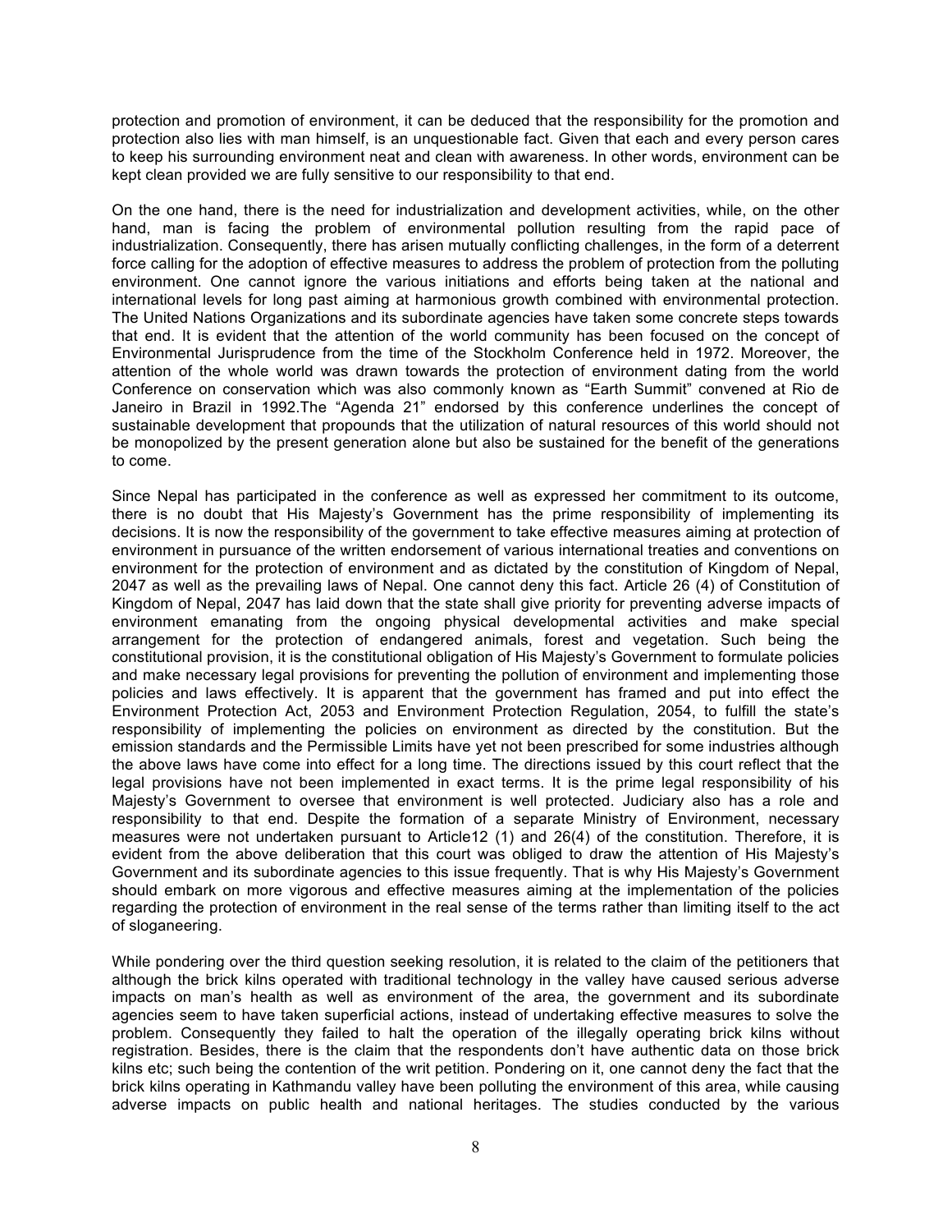protection and promotion of environment, it can be deduced that the responsibility for the promotion and protection also lies with man himself, is an unquestionable fact. Given that each and every person cares to keep his surrounding environment neat and clean with awareness. In other words, environment can be kept clean provided we are fully sensitive to our responsibility to that end.

On the one hand, there is the need for industrialization and development activities, while, on the other hand, man is facing the problem of environmental pollution resulting from the rapid pace of industrialization. Consequently, there has arisen mutually conflicting challenges, in the form of a deterrent force calling for the adoption of effective measures to address the problem of protection from the polluting environment. One cannot ignore the various initiations and efforts being taken at the national and international levels for long past aiming at harmonious growth combined with environmental protection. The United Nations Organizations and its subordinate agencies have taken some concrete steps towards that end. It is evident that the attention of the world community has been focused on the concept of Environmental Jurisprudence from the time of the Stockholm Conference held in 1972. Moreover, the attention of the whole world was drawn towards the protection of environment dating from the world Conference on conservation which was also commonly known as "Earth Summit" convened at Rio de Janeiro in Brazil in 1992.The "Agenda 21" endorsed by this conference underlines the concept of sustainable development that propounds that the utilization of natural resources of this world should not be monopolized by the present generation alone but also be sustained for the benefit of the generations to come.

Since Nepal has participated in the conference as well as expressed her commitment to its outcome, there is no doubt that His Majesty's Government has the prime responsibility of implementing its decisions. It is now the responsibility of the government to take effective measures aiming at protection of environment in pursuance of the written endorsement of various international treaties and conventions on environment for the protection of environment and as dictated by the constitution of Kingdom of Nepal, 2047 as well as the prevailing laws of Nepal. One cannot deny this fact. Article 26 (4) of Constitution of Kingdom of Nepal, 2047 has laid down that the state shall give priority for preventing adverse impacts of environment emanating from the ongoing physical developmental activities and make special arrangement for the protection of endangered animals, forest and vegetation. Such being the constitutional provision, it is the constitutional obligation of His Majesty's Government to formulate policies and make necessary legal provisions for preventing the pollution of environment and implementing those policies and laws effectively. It is apparent that the government has framed and put into effect the Environment Protection Act, 2053 and Environment Protection Regulation, 2054, to fulfill the state's responsibility of implementing the policies on environment as directed by the constitution. But the emission standards and the Permissible Limits have yet not been prescribed for some industries although the above laws have come into effect for a long time. The directions issued by this court reflect that the legal provisions have not been implemented in exact terms. It is the prime legal responsibility of his Majesty's Government to oversee that environment is well protected. Judiciary also has a role and responsibility to that end. Despite the formation of a separate Ministry of Environment, necessary measures were not undertaken pursuant to Article12 (1) and 26(4) of the constitution. Therefore, it is evident from the above deliberation that this court was obliged to draw the attention of His Majesty's Government and its subordinate agencies to this issue frequently. That is why His Majesty's Government should embark on more vigorous and effective measures aiming at the implementation of the policies regarding the protection of environment in the real sense of the terms rather than limiting itself to the act of sloganeering.

While pondering over the third question seeking resolution, it is related to the claim of the petitioners that although the brick kilns operated with traditional technology in the valley have caused serious adverse impacts on man's health as well as environment of the area, the government and its subordinate agencies seem to have taken superficial actions, instead of undertaking effective measures to solve the problem. Consequently they failed to halt the operation of the illegally operating brick kilns without registration. Besides, there is the claim that the respondents don't have authentic data on those brick kilns etc; such being the contention of the writ petition. Pondering on it, one cannot deny the fact that the brick kilns operating in Kathmandu valley have been polluting the environment of this area, while causing adverse impacts on public health and national heritages. The studies conducted by the various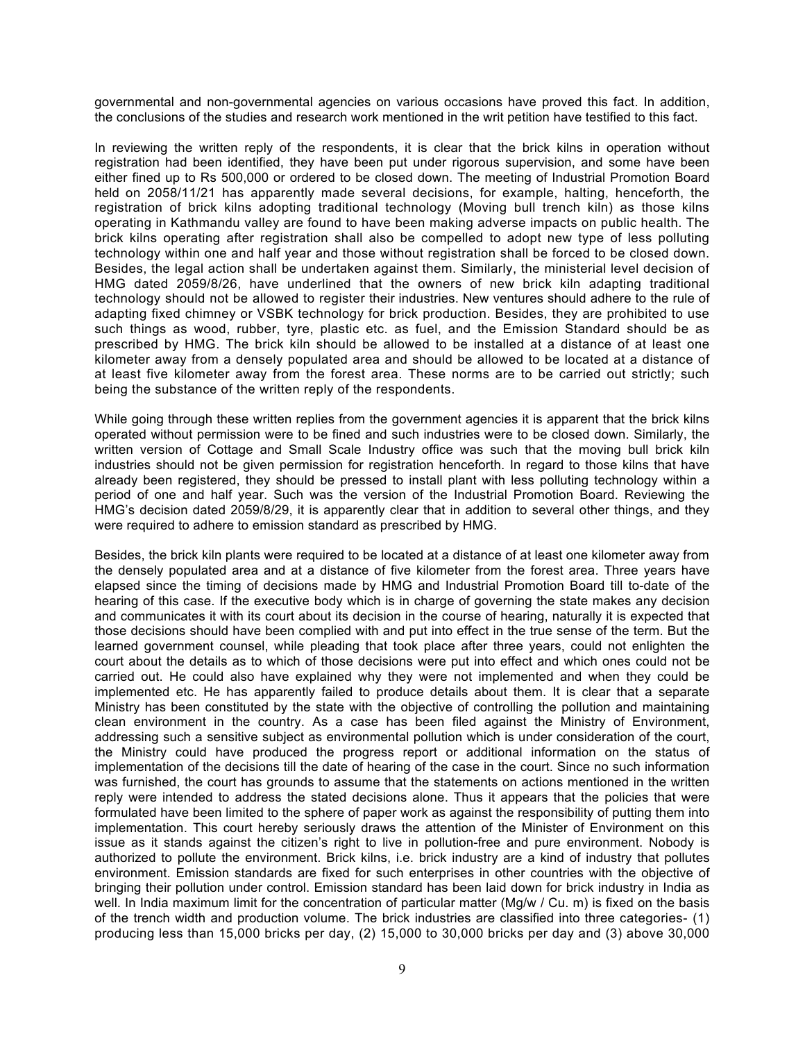governmental and non-governmental agencies on various occasions have proved this fact. In addition, the conclusions of the studies and research work mentioned in the writ petition have testified to this fact.

In reviewing the written reply of the respondents, it is clear that the brick kilns in operation without registration had been identified, they have been put under rigorous supervision, and some have been either fined up to Rs 500,000 or ordered to be closed down. The meeting of Industrial Promotion Board held on 2058/11/21 has apparently made several decisions, for example, halting, henceforth, the registration of brick kilns adopting traditional technology (Moving bull trench kiln) as those kilns operating in Kathmandu valley are found to have been making adverse impacts on public health. The brick kilns operating after registration shall also be compelled to adopt new type of less polluting technology within one and half year and those without registration shall be forced to be closed down. Besides, the legal action shall be undertaken against them. Similarly, the ministerial level decision of HMG dated 2059/8/26, have underlined that the owners of new brick kiln adapting traditional technology should not be allowed to register their industries. New ventures should adhere to the rule of adapting fixed chimney or VSBK technology for brick production. Besides, they are prohibited to use such things as wood, rubber, tyre, plastic etc. as fuel, and the Emission Standard should be as prescribed by HMG. The brick kiln should be allowed to be installed at a distance of at least one kilometer away from a densely populated area and should be allowed to be located at a distance of at least five kilometer away from the forest area. These norms are to be carried out strictly; such being the substance of the written reply of the respondents.

While going through these written replies from the government agencies it is apparent that the brick kilns operated without permission were to be fined and such industries were to be closed down. Similarly, the written version of Cottage and Small Scale Industry office was such that the moving bull brick kiln industries should not be given permission for registration henceforth. In regard to those kilns that have already been registered, they should be pressed to install plant with less polluting technology within a period of one and half year. Such was the version of the Industrial Promotion Board. Reviewing the HMG's decision dated 2059/8/29, it is apparently clear that in addition to several other things, and they were required to adhere to emission standard as prescribed by HMG.

Besides, the brick kiln plants were required to be located at a distance of at least one kilometer away from the densely populated area and at a distance of five kilometer from the forest area. Three years have elapsed since the timing of decisions made by HMG and Industrial Promotion Board till to-date of the hearing of this case. If the executive body which is in charge of governing the state makes any decision and communicates it with its court about its decision in the course of hearing, naturally it is expected that those decisions should have been complied with and put into effect in the true sense of the term. But the learned government counsel, while pleading that took place after three years, could not enlighten the court about the details as to which of those decisions were put into effect and which ones could not be carried out. He could also have explained why they were not implemented and when they could be implemented etc. He has apparently failed to produce details about them. It is clear that a separate Ministry has been constituted by the state with the objective of controlling the pollution and maintaining clean environment in the country. As a case has been filed against the Ministry of Environment, addressing such a sensitive subject as environmental pollution which is under consideration of the court, the Ministry could have produced the progress report or additional information on the status of implementation of the decisions till the date of hearing of the case in the court. Since no such information was furnished, the court has grounds to assume that the statements on actions mentioned in the written reply were intended to address the stated decisions alone. Thus it appears that the policies that were formulated have been limited to the sphere of paper work as against the responsibility of putting them into implementation. This court hereby seriously draws the attention of the Minister of Environment on this issue as it stands against the citizen's right to live in pollution-free and pure environment. Nobody is authorized to pollute the environment. Brick kilns, i.e. brick industry are a kind of industry that pollutes environment. Emission standards are fixed for such enterprises in other countries with the objective of bringing their pollution under control. Emission standard has been laid down for brick industry in India as well. In India maximum limit for the concentration of particular matter (Mg/w / Cu. m) is fixed on the basis of the trench width and production volume. The brick industries are classified into three categories- (1) producing less than 15,000 bricks per day, (2) 15,000 to 30,000 bricks per day and (3) above 30,000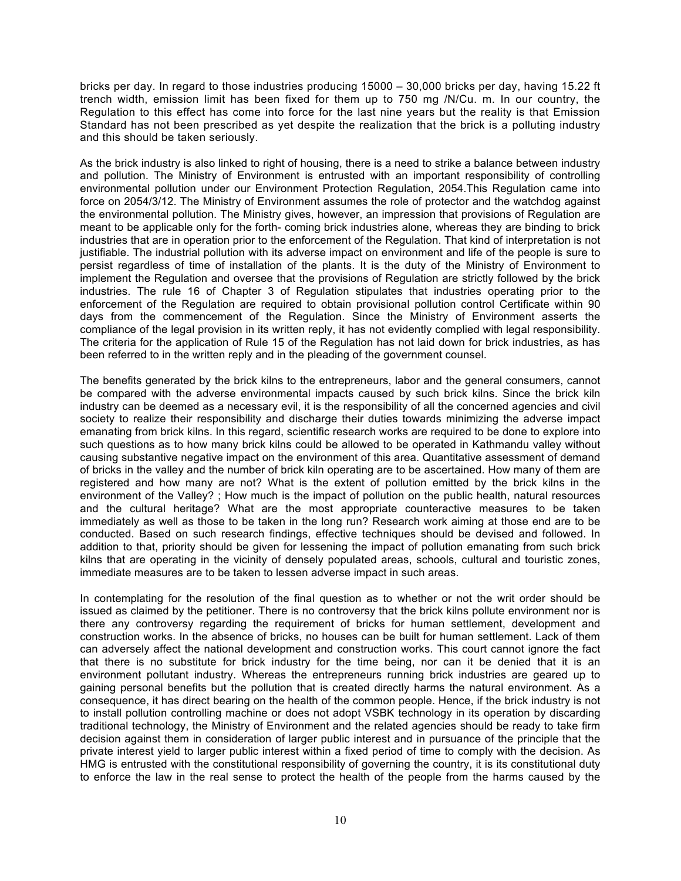bricks per day. In regard to those industries producing 15000 – 30,000 bricks per day, having 15.22 ft trench width, emission limit has been fixed for them up to 750 mg /N/Cu. m. In our country, the Regulation to this effect has come into force for the last nine years but the reality is that Emission Standard has not been prescribed as yet despite the realization that the brick is a polluting industry and this should be taken seriously.

As the brick industry is also linked to right of housing, there is a need to strike a balance between industry and pollution. The Ministry of Environment is entrusted with an important responsibility of controlling environmental pollution under our Environment Protection Regulation, 2054.This Regulation came into force on 2054/3/12. The Ministry of Environment assumes the role of protector and the watchdog against the environmental pollution. The Ministry gives, however, an impression that provisions of Regulation are meant to be applicable only for the forth- coming brick industries alone, whereas they are binding to brick industries that are in operation prior to the enforcement of the Regulation. That kind of interpretation is not justifiable. The industrial pollution with its adverse impact on environment and life of the people is sure to persist regardless of time of installation of the plants. It is the duty of the Ministry of Environment to implement the Regulation and oversee that the provisions of Regulation are strictly followed by the brick industries. The rule 16 of Chapter 3 of Regulation stipulates that industries operating prior to the enforcement of the Regulation are required to obtain provisional pollution control Certificate within 90 days from the commencement of the Regulation. Since the Ministry of Environment asserts the compliance of the legal provision in its written reply, it has not evidently complied with legal responsibility. The criteria for the application of Rule 15 of the Regulation has not laid down for brick industries, as has been referred to in the written reply and in the pleading of the government counsel.

The benefits generated by the brick kilns to the entrepreneurs, labor and the general consumers, cannot be compared with the adverse environmental impacts caused by such brick kilns. Since the brick kiln industry can be deemed as a necessary evil, it is the responsibility of all the concerned agencies and civil society to realize their responsibility and discharge their duties towards minimizing the adverse impact emanating from brick kilns. In this regard, scientific research works are required to be done to explore into such questions as to how many brick kilns could be allowed to be operated in Kathmandu valley without causing substantive negative impact on the environment of this area. Quantitative assessment of demand of bricks in the valley and the number of brick kiln operating are to be ascertained. How many of them are registered and how many are not? What is the extent of pollution emitted by the brick kilns in the environment of the Valley? ; How much is the impact of pollution on the public health, natural resources and the cultural heritage? What are the most appropriate counteractive measures to be taken immediately as well as those to be taken in the long run? Research work aiming at those end are to be conducted. Based on such research findings, effective techniques should be devised and followed. In addition to that, priority should be given for lessening the impact of pollution emanating from such brick kilns that are operating in the vicinity of densely populated areas, schools, cultural and touristic zones, immediate measures are to be taken to lessen adverse impact in such areas.

In contemplating for the resolution of the final question as to whether or not the writ order should be issued as claimed by the petitioner. There is no controversy that the brick kilns pollute environment nor is there any controversy regarding the requirement of bricks for human settlement, development and construction works. In the absence of bricks, no houses can be built for human settlement. Lack of them can adversely affect the national development and construction works. This court cannot ignore the fact that there is no substitute for brick industry for the time being, nor can it be denied that it is an environment pollutant industry. Whereas the entrepreneurs running brick industries are geared up to gaining personal benefits but the pollution that is created directly harms the natural environment. As a consequence, it has direct bearing on the health of the common people. Hence, if the brick industry is not to install pollution controlling machine or does not adopt VSBK technology in its operation by discarding traditional technology, the Ministry of Environment and the related agencies should be ready to take firm decision against them in consideration of larger public interest and in pursuance of the principle that the private interest yield to larger public interest within a fixed period of time to comply with the decision. As HMG is entrusted with the constitutional responsibility of governing the country, it is its constitutional duty to enforce the law in the real sense to protect the health of the people from the harms caused by the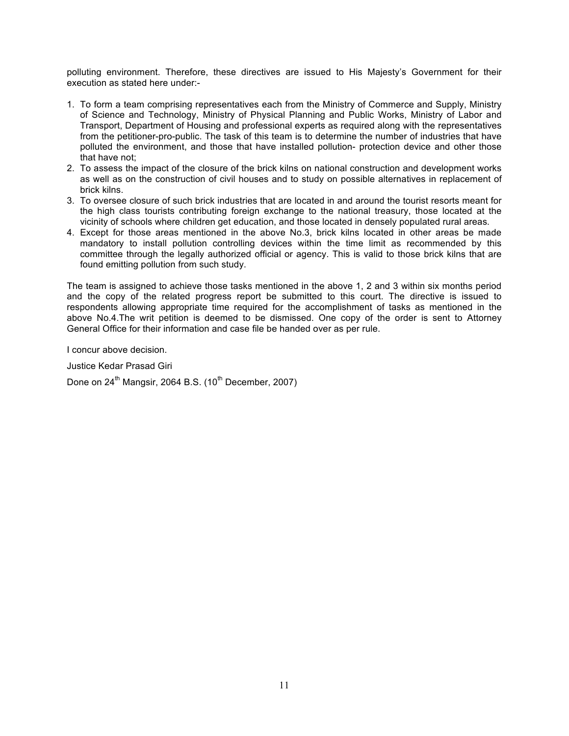polluting environment. Therefore, these directives are issued to His Majesty's Government for their execution as stated here under:-

1. To form a team comprising representatives each from the Ministry of Commerce and Supply, Ministry of Science and Technology, Ministry of Physical Planning and Public Works, Ministry of Labor and Transport, Department of Housing and professional experts as required along with the representatives from the petitioner-pro-public. The task of this team is to determine the number of industries that have polluted the environment, and those that have installed pollution- protection device and other those that have not;
2. To assess the impact of the closure of the brick kilns on national construction and development works as well as on the construction of civil houses and to study on possible alternatives in replacement of brick kilns.
3. To oversee closure of such brick industries that are located in and around the tourist resorts meant for the high class tourists contributing foreign exchange to the national treasury, those located at the vicinity of schools where children get education, and those located in densely populated rural areas.
4. Except for those areas mentioned in the above No.3, brick kilns located in other areas be made mandatory to install pollution controlling devices within the time limit as recommended by this committee through the legally authorized official or agency. This is valid to those brick kilns that are found emitting pollution from such study.

The team is assigned to achieve those tasks mentioned in the above 1, 2 and 3 within six months period and the copy of the related progress report be submitted to this court. The directive is issued to respondents allowing appropriate time required for the accomplishment of tasks as mentioned in the above No.4.The writ petition is deemed to be dismissed. One copy of the order is sent to Attorney General Office for their information and case file be handed over as per rule.

I concur above decision.

Justice Kedar Prasad Giri

Done on 24th Mangsir, 2064 B.S. (10th December, 2007)